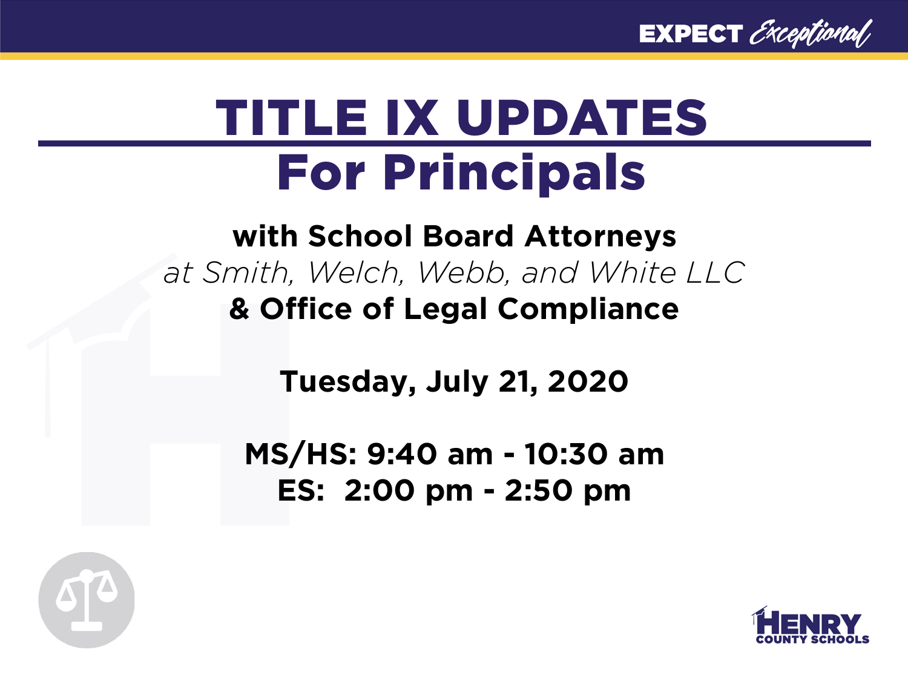EXPECT *Exceptional*

# TITLE IX UPDATES

# For Principals

**with School Board Attorneys**

*at Smith, Welch, Webb, and White LLC*

**& Office of Legal Compliance**

**Tuesday, July 21, 2020**

**MS/HS: 9:40 am - 10:30 am**

**ES: 2:00 pm - 2:50 pm**

HENRY COUNTY SCHOOLS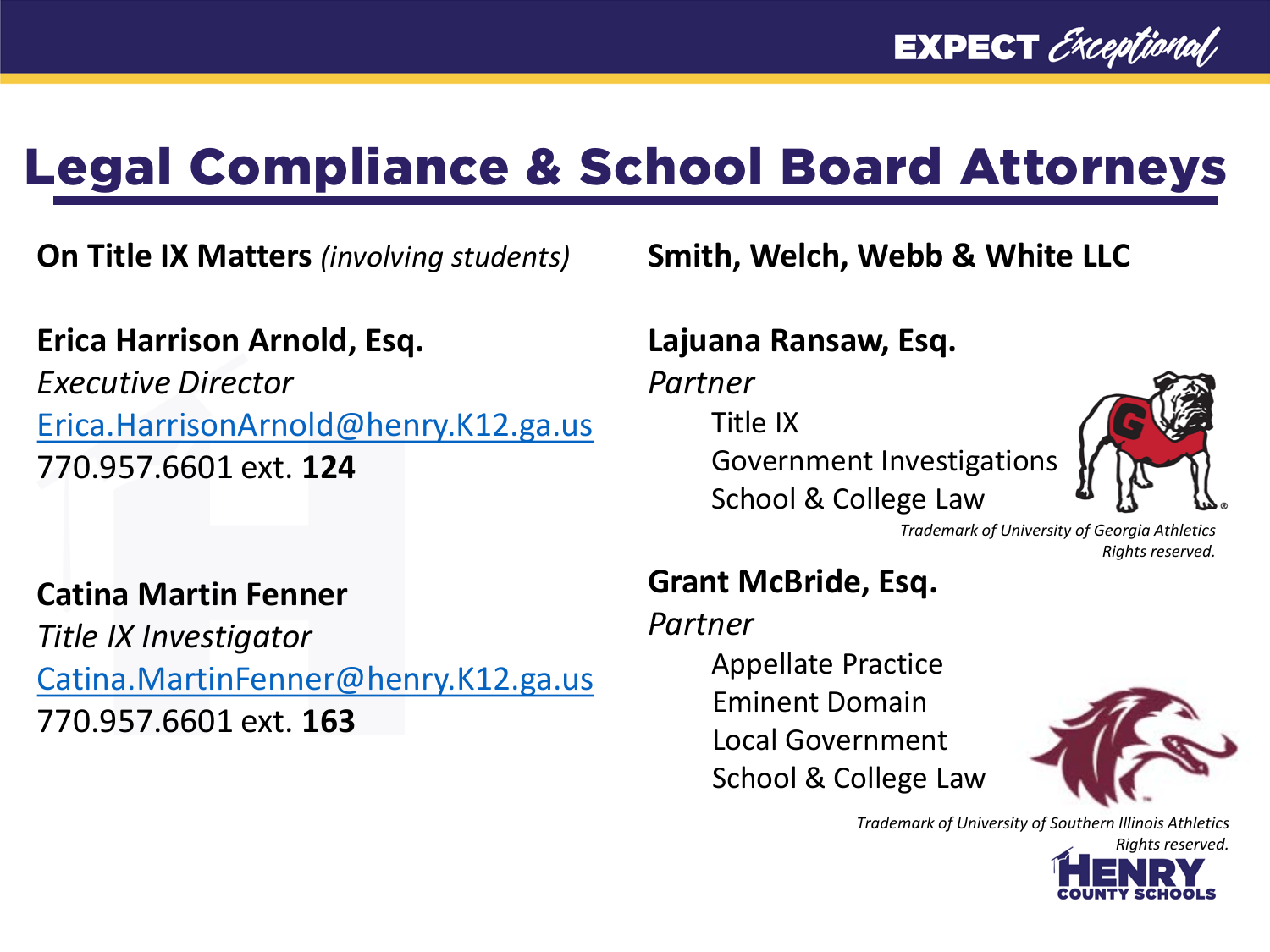# Legal Compliance & School Board Attorneys

**On Title IX Matters** *(involving students)*

**Erica Harrison Arnold, Esq.**
*Executive Director*
Erica.HarrisonArnold@henry.K12.ga.us
770.957.6601 ext. **124**

**Catina Martin Fenner**
*Title IX Investigator*
Catina.MartinFenner@henry.K12.ga.us
770.957.6601 ext. **163**

**Smith, Welch, Webb & White LLC**

**Lajuana Ransaw, Esq.**
*Partner*
- Title IX
- Government Investigations
- School & College Law

*Trademark of University of Georgia Athletics Rights reserved.*

**Grant McBride, Esq.**
*Partner*
- Appellate Practice
- Eminent Domain
- Local Government
- School & College Law

*Trademark of University of Southern Illinois Athletics Rights reserved.*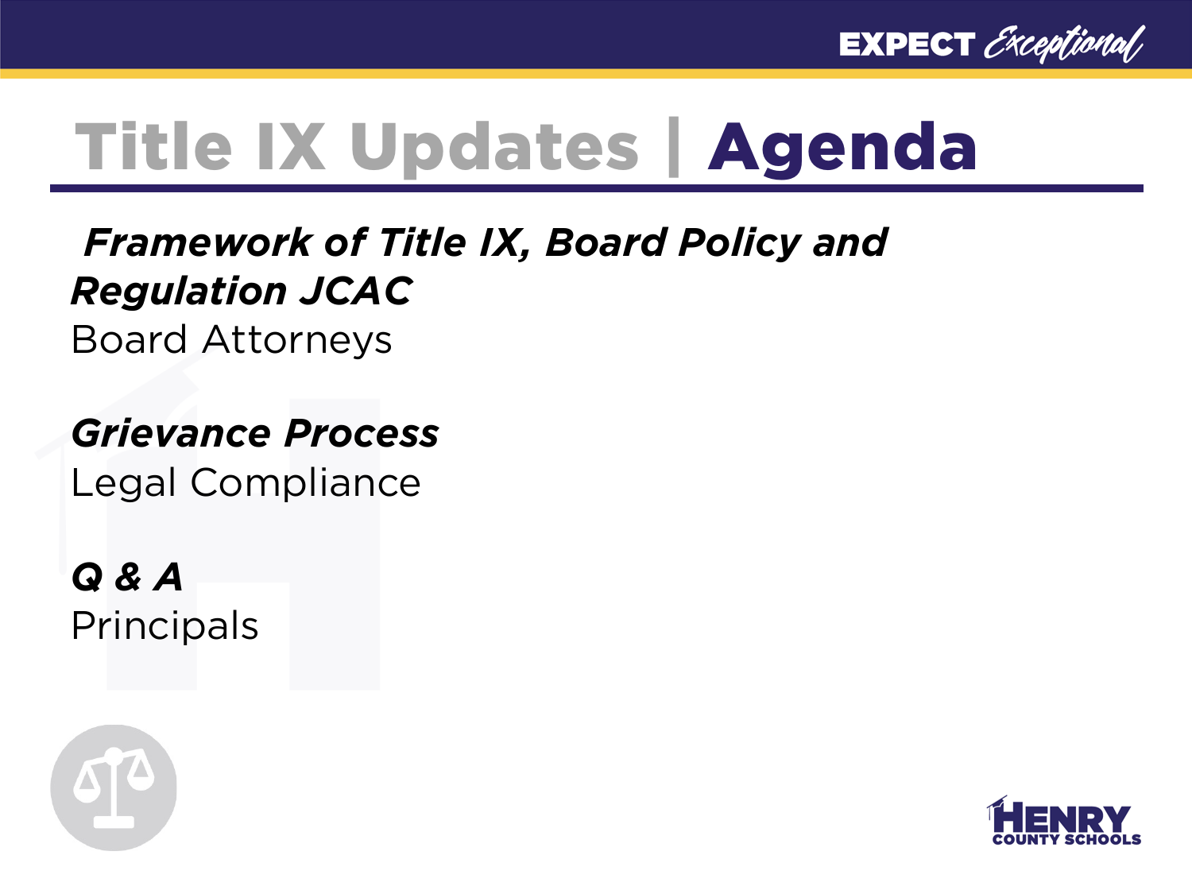# Title IX Updates | Agenda

***Framework of Title IX, Board Policy and Regulation JCAC***
Board Attorneys

***Grievance Process***
Legal Compliance

***Q & A***
Principals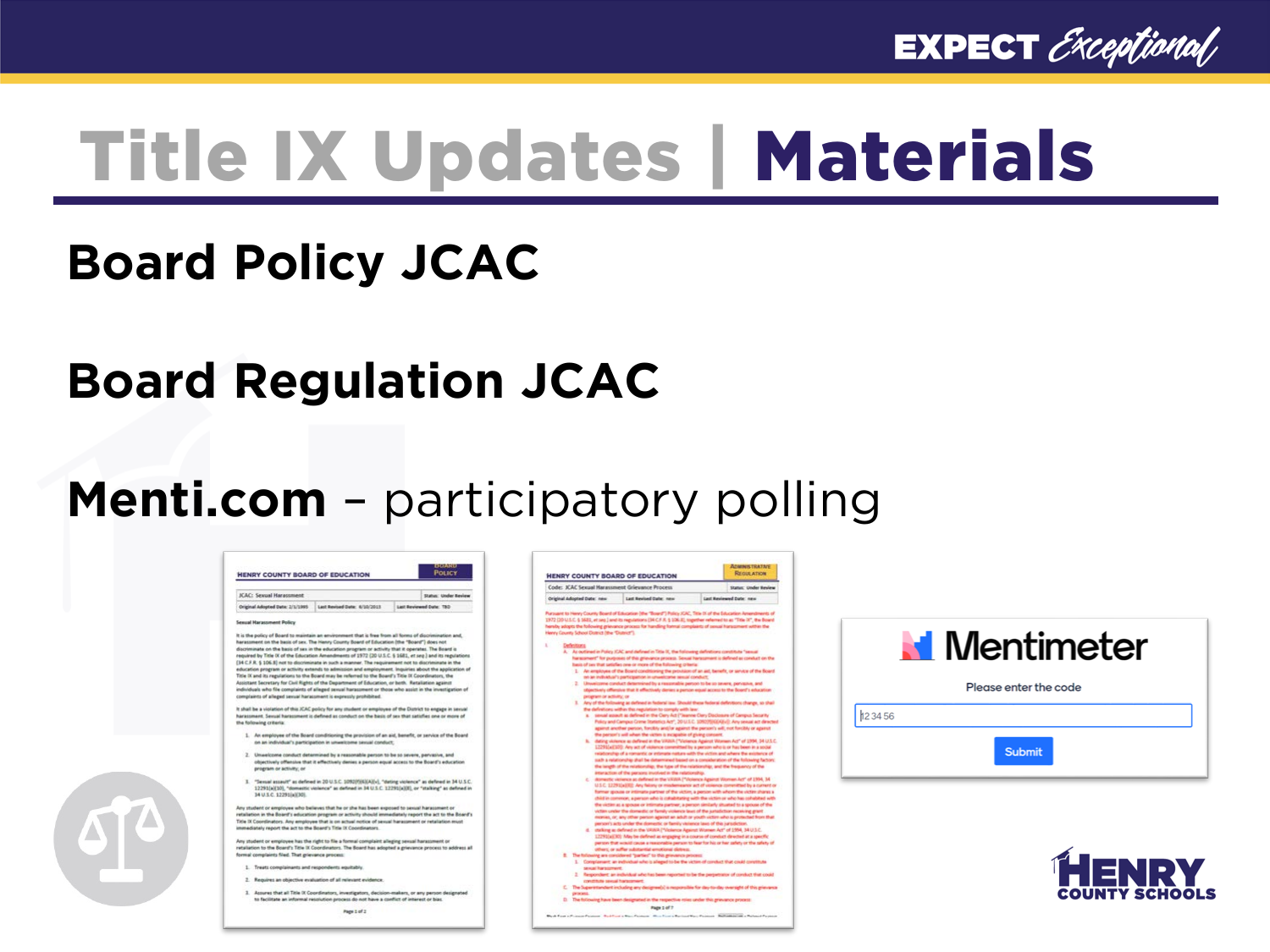# Title IX Updates | Materials

**Board Policy JCAC**

**Board Regulation JCAC**

**Menti.com** – participatory polling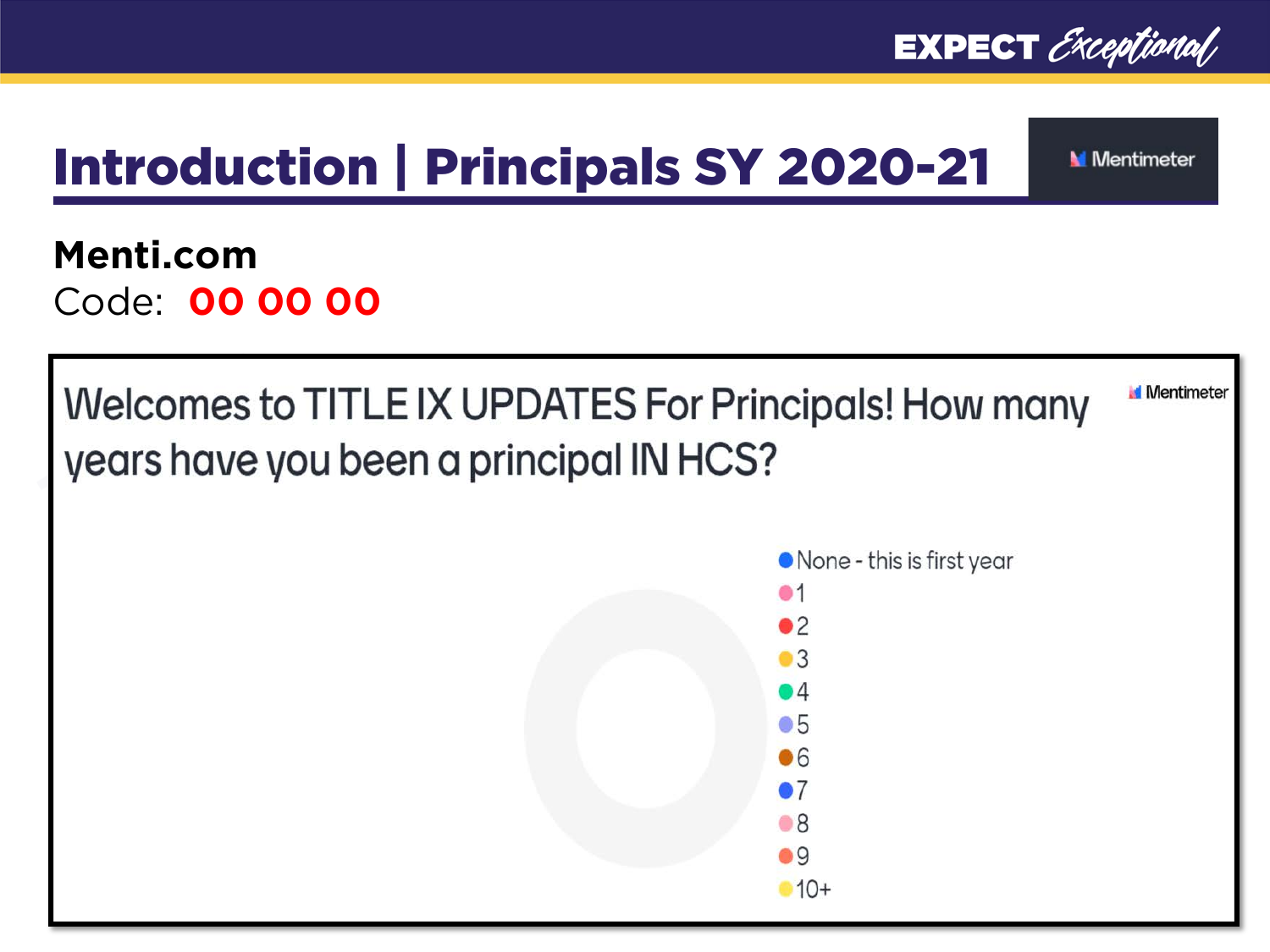# Introduction | Principals SY 2020-21

Mentimeter

**Menti.com**
Code: **00 00 00**

Welcomes to TITLE IX UPDATES For Principals! How many years have you been a principal IN HCS?

Mentimeter

- None - this is first year
- 1
- 2
- 3
- 4
- 5
- 6
- 7
- 8
- 9
- 10+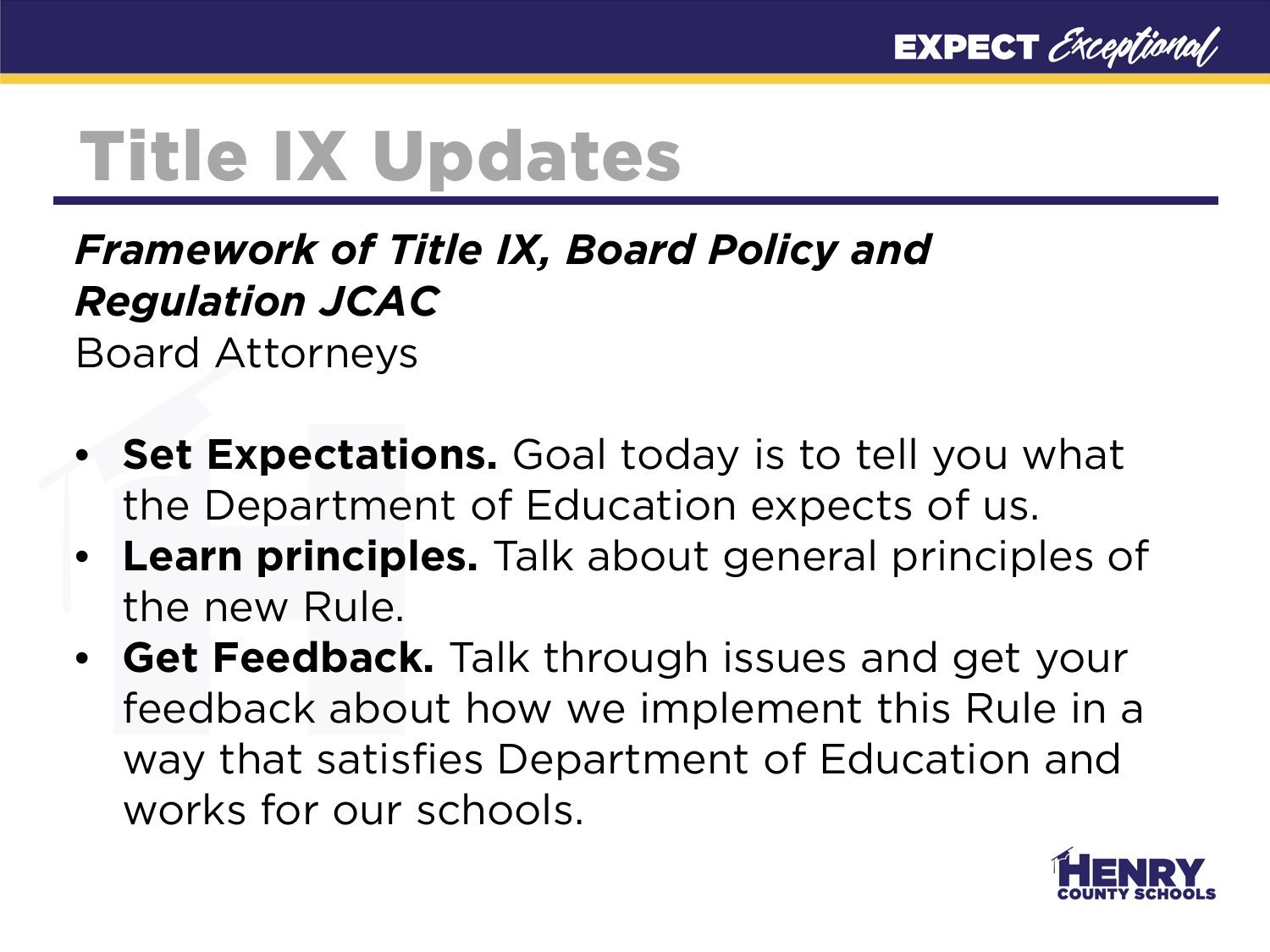# Title IX Updates

***Framework of Title IX, Board Policy and Regulation JCAC***

Board Attorneys

- **Set Expectations.** Goal today is to tell you what the Department of Education expects of us.
- **Learn principles.** Talk about general principles of the new Rule.
- **Get Feedback.** Talk through issues and get your feedback about how we implement this Rule in a way that satisfies Department of Education and works for our schools.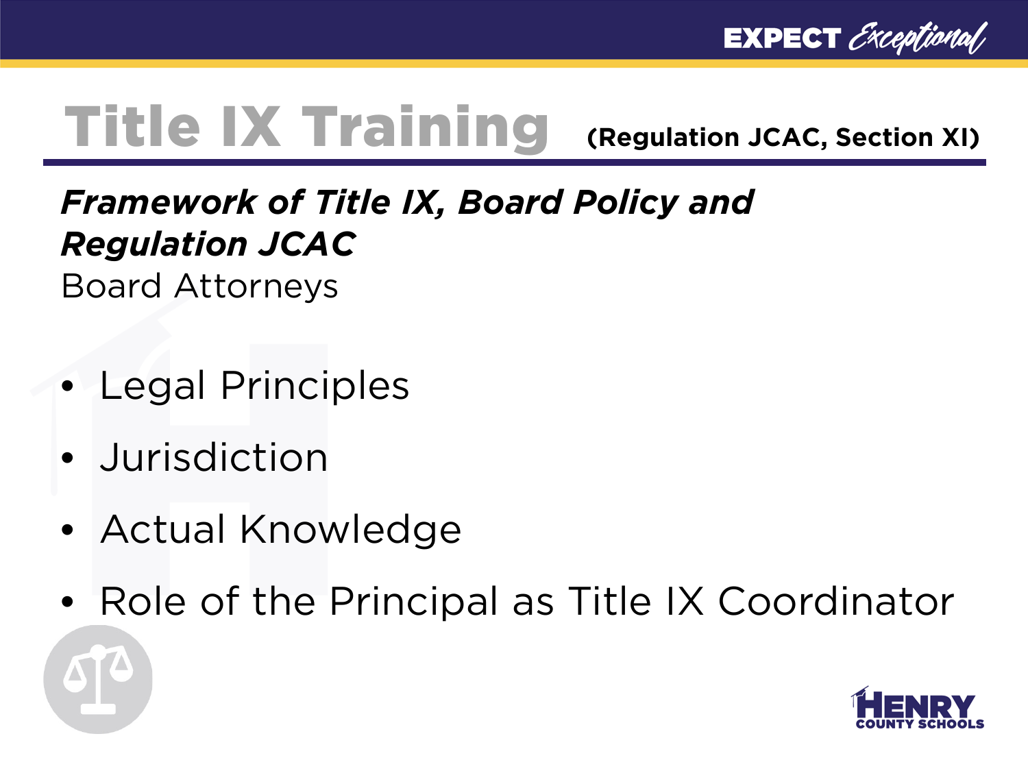# Title IX Training (Regulation JCAC, Section XI)

***Framework of Title IX, Board Policy and Regulation JCAC***

Board Attorneys

- Legal Principles
- Jurisdiction
- Actual Knowledge
- Role of the Principal as Title IX Coordinator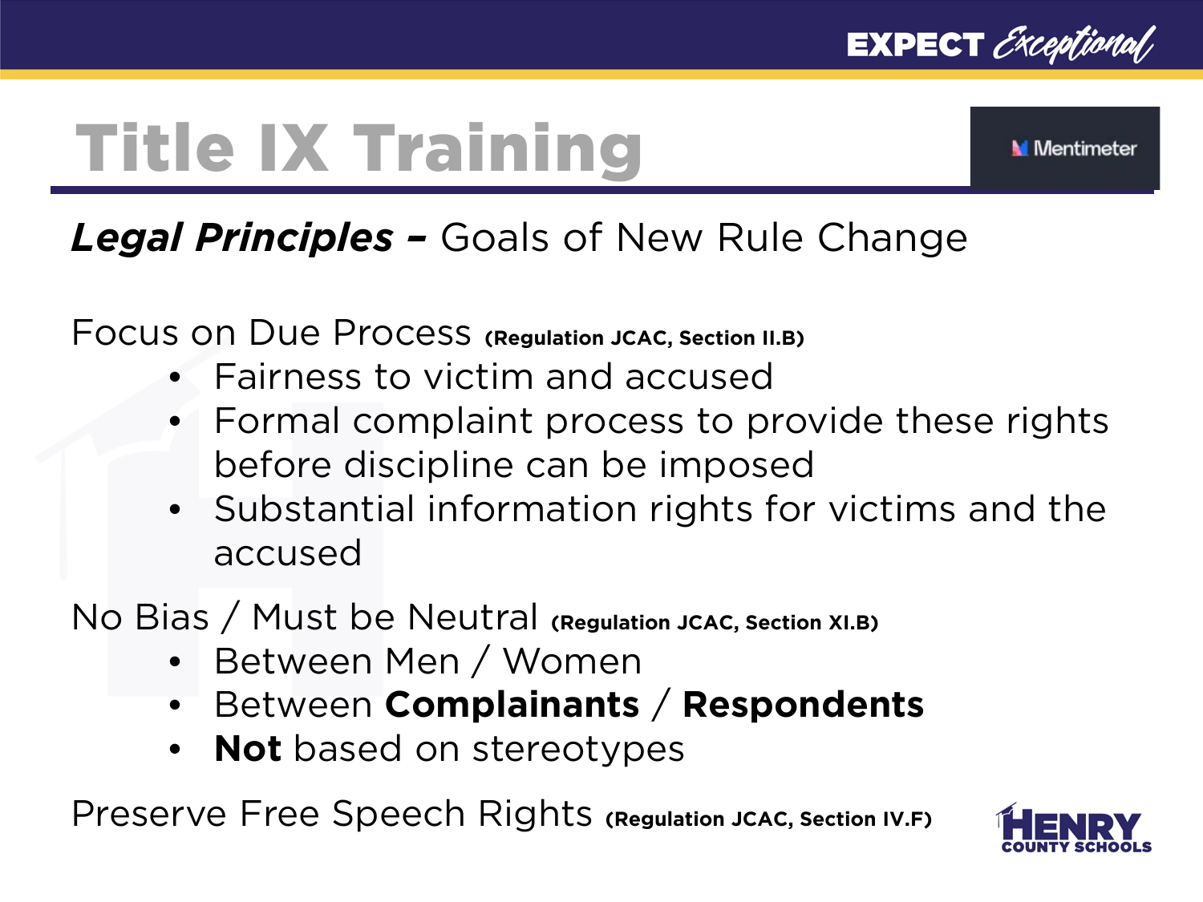# Title IX Training

## ***Legal Principles –*** Goals of New Rule Change

Focus on Due Process **(Regulation JCAC, Section II.B)**

- Fairness to victim and accused
- Formal complaint process to provide these rights before discipline can be imposed
- Substantial information rights for victims and the accused

No Bias / Must be Neutral **(Regulation JCAC, Section XI.B)**

- Between Men / Women
- Between **Complainants** / **Respondents**
- **Not** based on stereotypes

Preserve Free Speech Rights **(Regulation JCAC, Section IV.F)**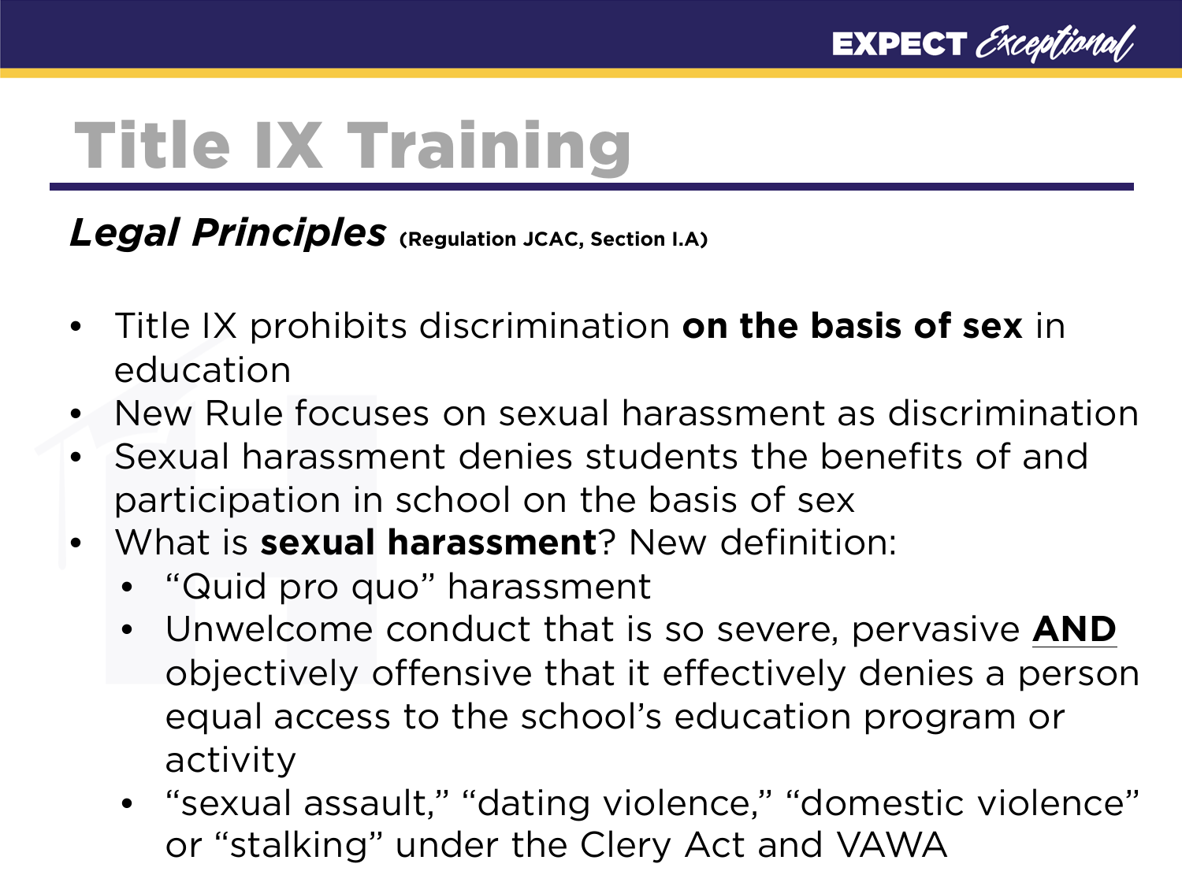# Title IX Training

***Legal Principles*** **(Regulation JCAC, Section I.A)**

- Title IX prohibits discrimination **on the basis of sex** in education
- New Rule focuses on sexual harassment as discrimination
- Sexual harassment denies students the benefits of and participation in school on the basis of sex
- What is **sexual harassment**? New definition:
  - "Quid pro quo" harassment
  - Unwelcome conduct that is so severe, pervasive <u>**AND**</u> objectively offensive that it effectively denies a person equal access to the school's education program or activity
  - "sexual assault," "dating violence," "domestic violence" or "stalking" under the Clery Act and VAWA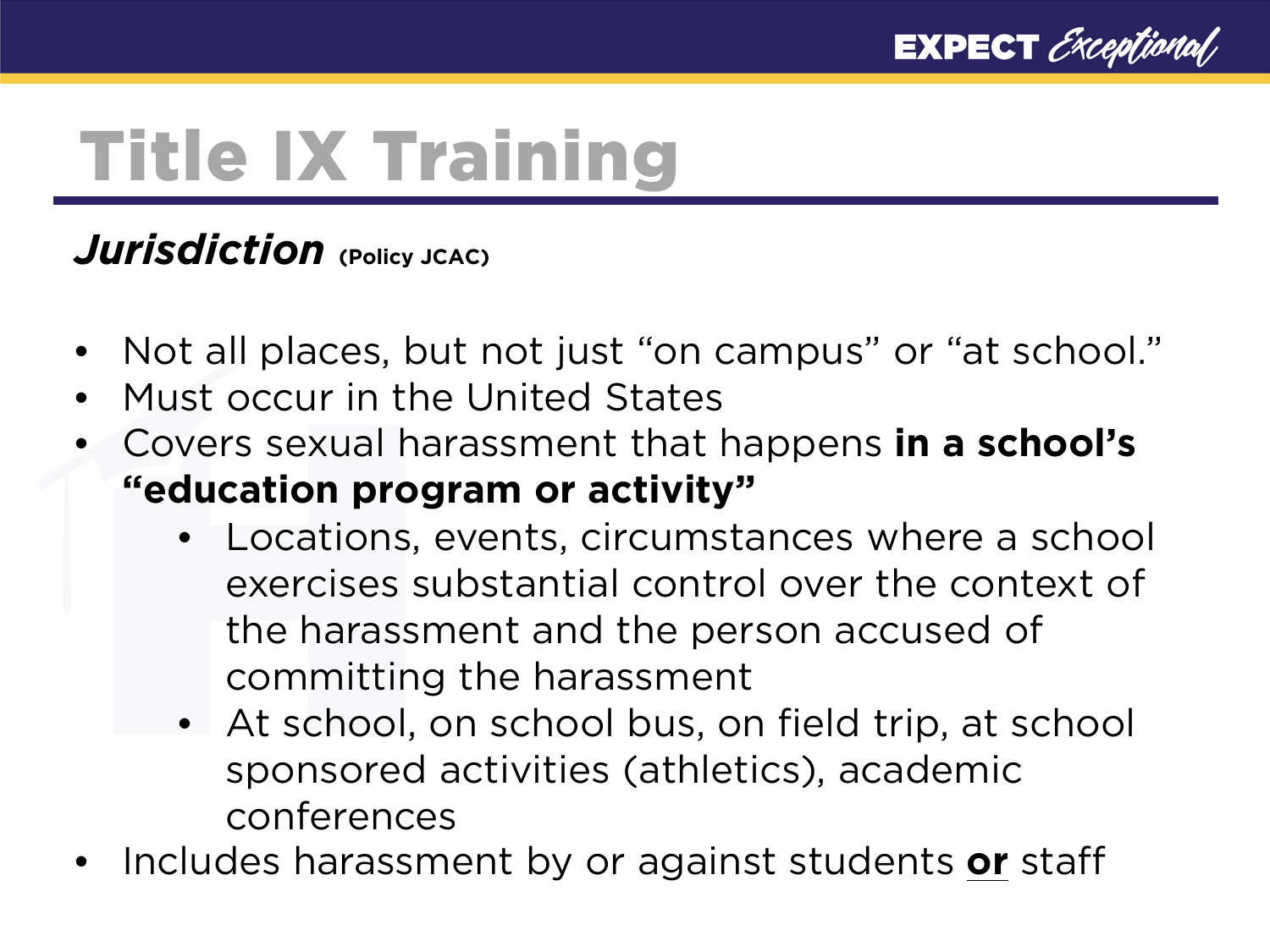# Title IX Training

***Jurisdiction*** **(Policy JCAC)**

- Not all places, but not just "on campus" or "at school."
- Must occur in the United States
- Covers sexual harassment that happens **in a school's "education program or activity"**
    - Locations, events, circumstances where a school exercises substantial control over the context of the harassment and the person accused of committing the harassment
    - At school, on school bus, on field trip, at school sponsored activities (athletics), academic conferences
- Includes harassment by or against students **or** staff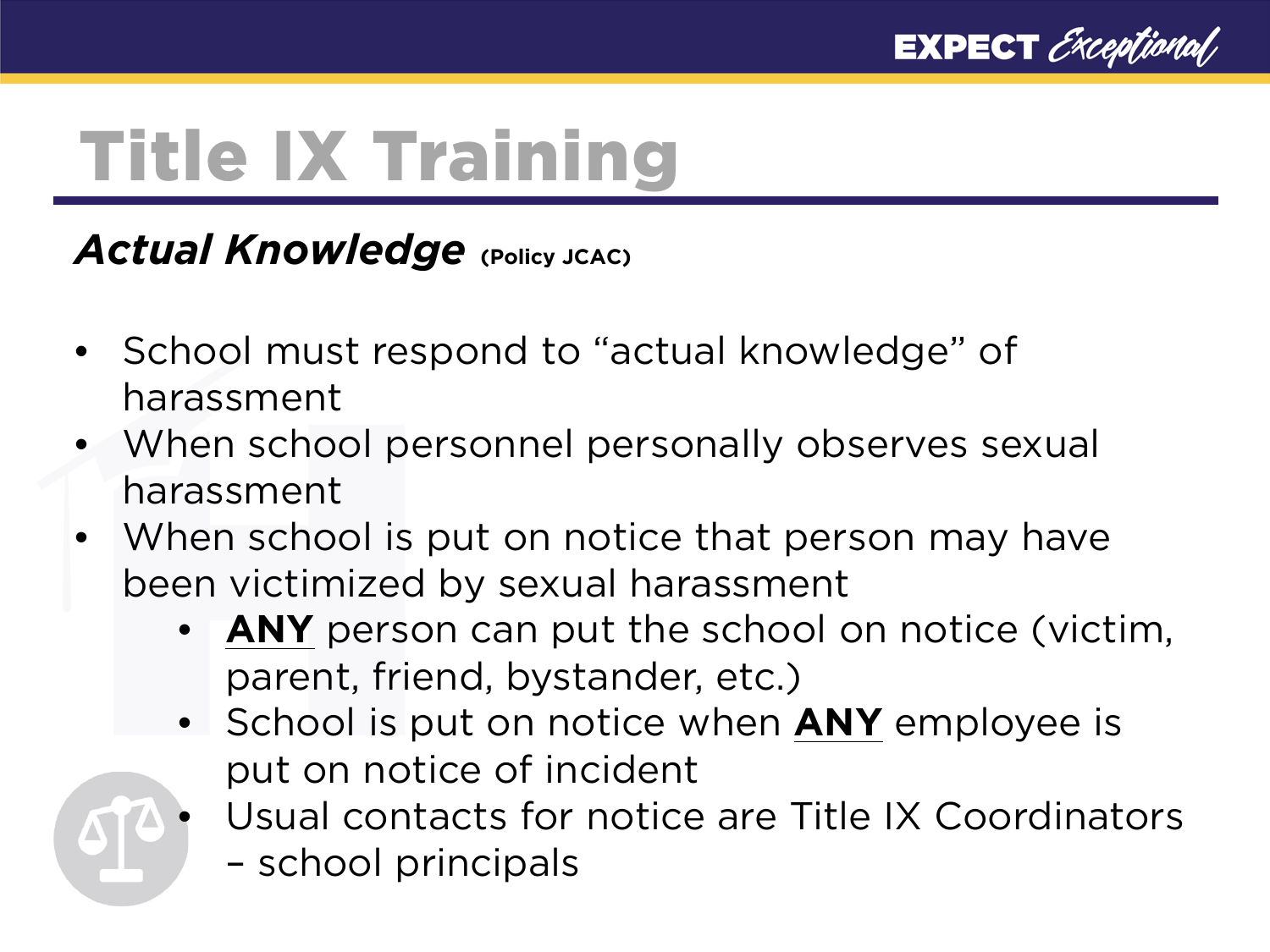# Title IX Training

## *Actual Knowledge* (Policy JCAC)

- School must respond to "actual knowledge" of harassment
- When school personnel personally observes sexual harassment
- When school is put on notice that person may have been victimized by sexual harassment
  - **ANY** person can put the school on notice (victim, parent, friend, bystander, etc.)
  - School is put on notice when **ANY** employee is put on notice of incident
  - Usual contacts for notice are Title IX Coordinators – school principals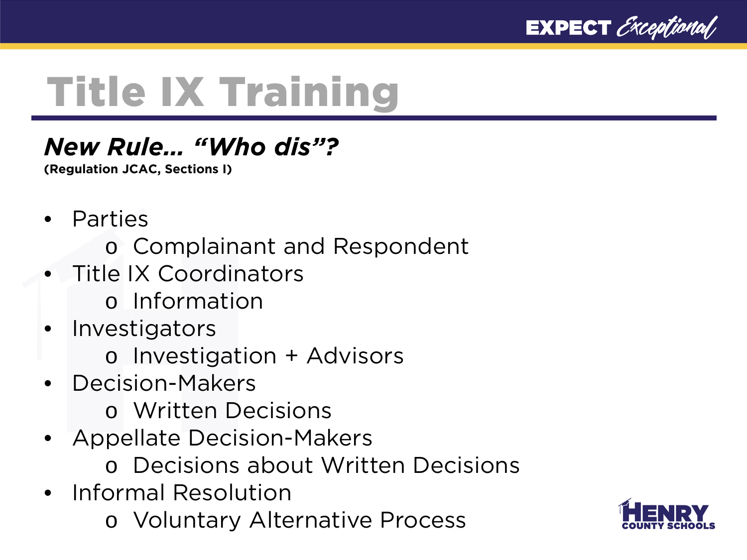# Title IX Training

***New Rule… "Who dis"?***

**(Regulation JCAC, Sections I)**

- Parties
  - Complainant and Respondent
- Title IX Coordinators
  - Information
- Investigators
  - Investigation + Advisors
- Decision-Makers
  - Written Decisions
- Appellate Decision-Makers
  - Decisions about Written Decisions
- Informal Resolution
  - Voluntary Alternative Process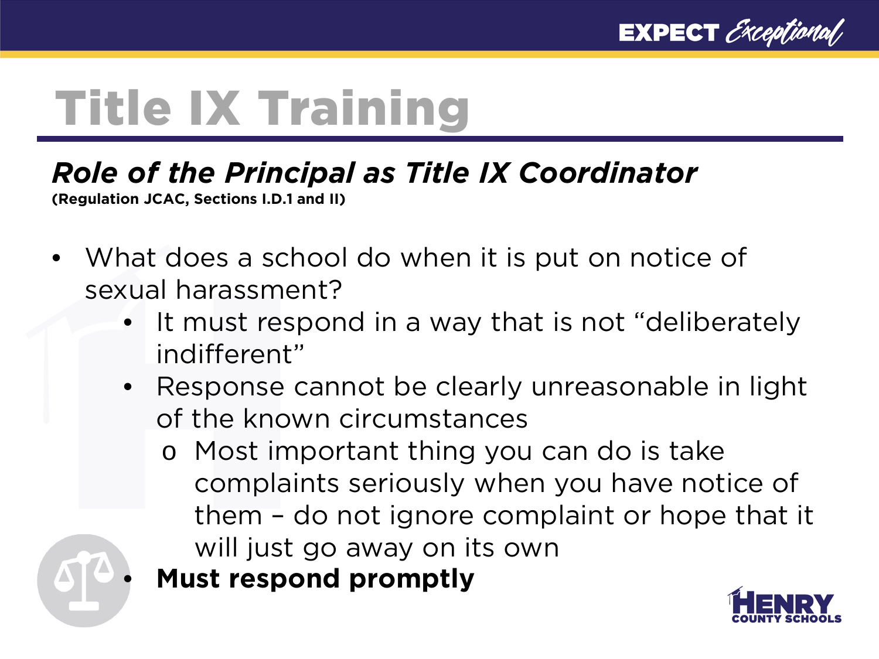# Title IX Training

## *Role of the Principal as Title IX Coordinator*

**(Regulation JCAC, Sections I.D.1 and II)**

- What does a school do when it is put on notice of sexual harassment?
  - It must respond in a way that is not "deliberately indifferent"
  - Response cannot be clearly unreasonable in light of the known circumstances
    - Most important thing you can do is take complaints seriously when you have notice of them – do not ignore complaint or hope that it will just go away on its own
  - **Must respond promptly**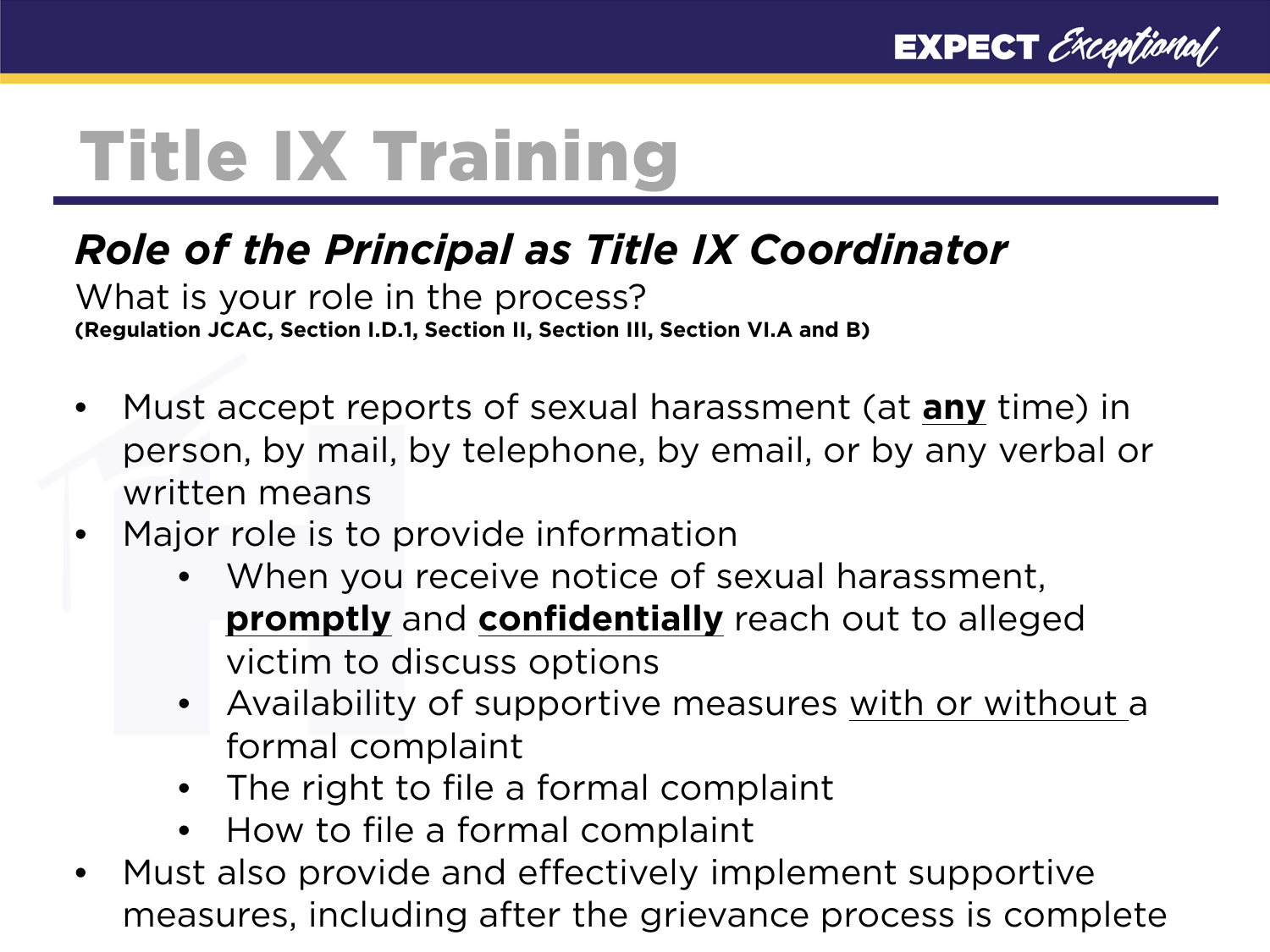# Title IX Training

## *Role of the Principal as Title IX Coordinator*

What is your role in the process?
**(Regulation JCAC, Section I.D.1, Section II, Section III, Section VI.A and B)**

- Must accept reports of sexual harassment (at **any** time) in person, by mail, by telephone, by email, or by any verbal or written means
- Major role is to provide information
  - When you receive notice of sexual harassment, **promptly** and **confidentially** reach out to alleged victim to discuss options
  - Availability of supportive measures with or without a formal complaint
  - The right to file a formal complaint
  - How to file a formal complaint
- Must also provide and effectively implement supportive measures, including after the grievance process is complete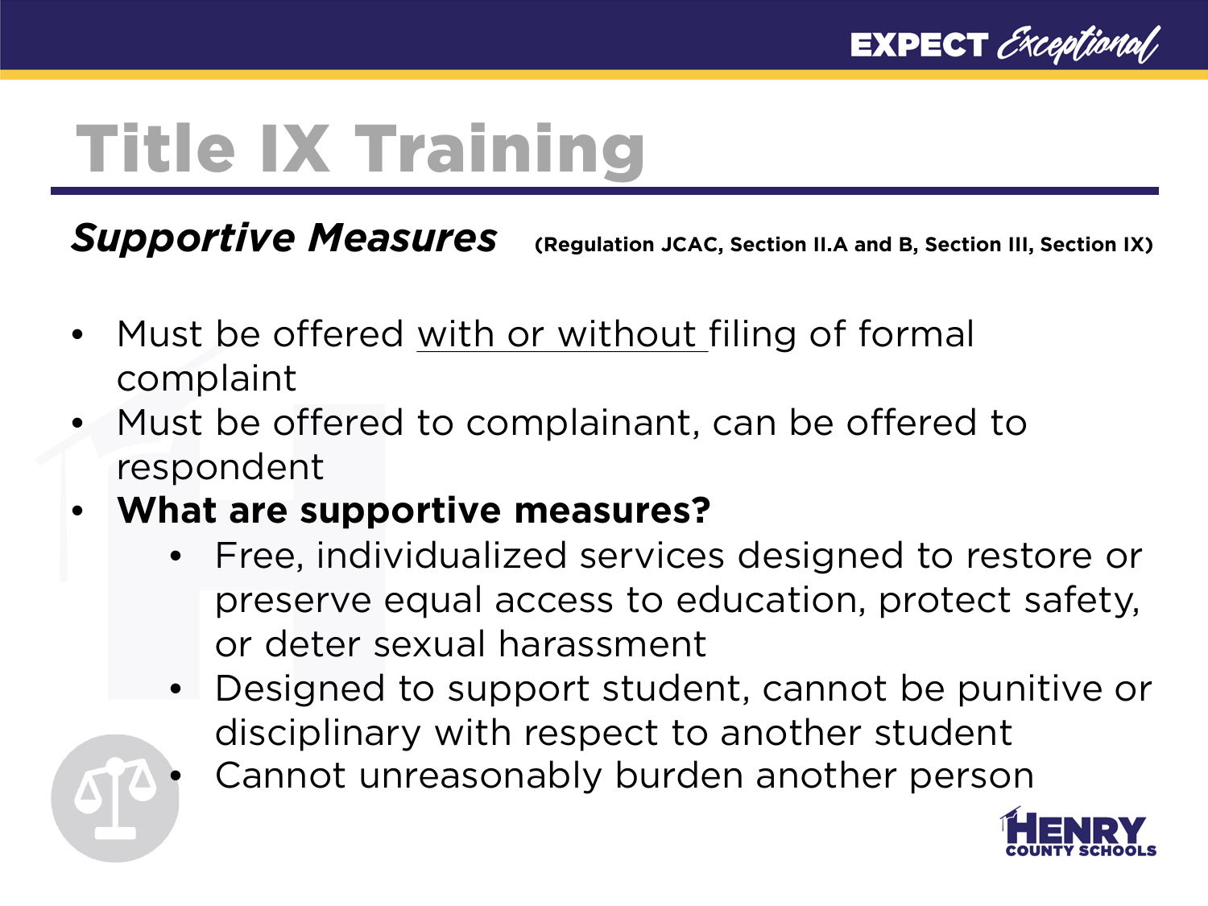# Title IX Training

## *Supportive Measures* (Regulation JCAC, Section II.A and B, Section III, Section IX)

- Must be offered with or without filing of formal complaint
- Must be offered to complainant, can be offered to respondent
- **What are supportive measures?**
  - Free, individualized services designed to restore or preserve equal access to education, protect safety, or deter sexual harassment
  - Designed to support student, cannot be punitive or disciplinary with respect to another student
  - Cannot unreasonably burden another person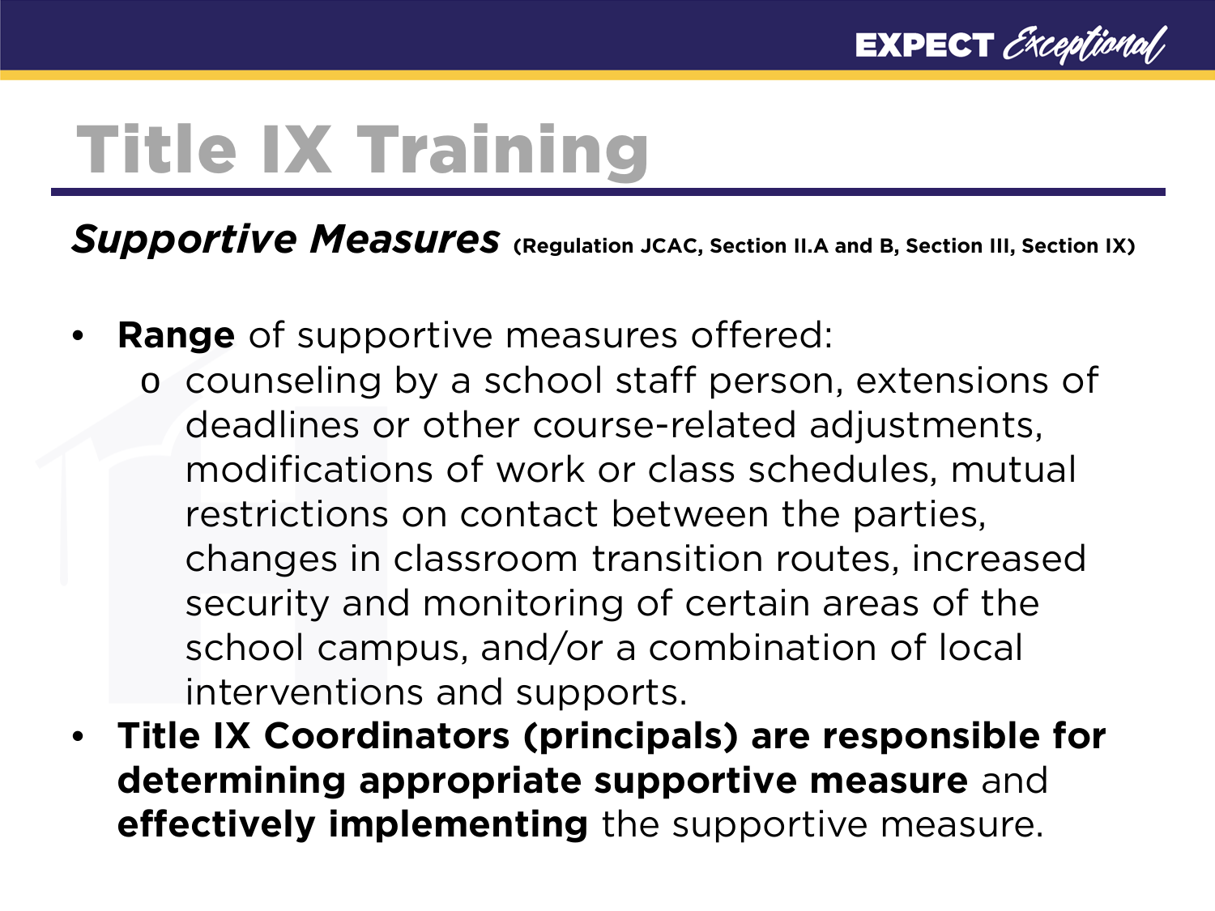# Title IX Training

***Supportive Measures*** **(Regulation JCAC, Section II.A and B, Section III, Section IX)**

- **Range** of supportive measures offered:
  - counseling by a school staff person, extensions of deadlines or other course-related adjustments, modifications of work or class schedules, mutual restrictions on contact between the parties, changes in classroom transition routes, increased security and monitoring of certain areas of the school campus, and/or a combination of local interventions and supports.
- **Title IX Coordinators (principals) are responsible for determining appropriate supportive measure** and **effectively implementing** the supportive measure.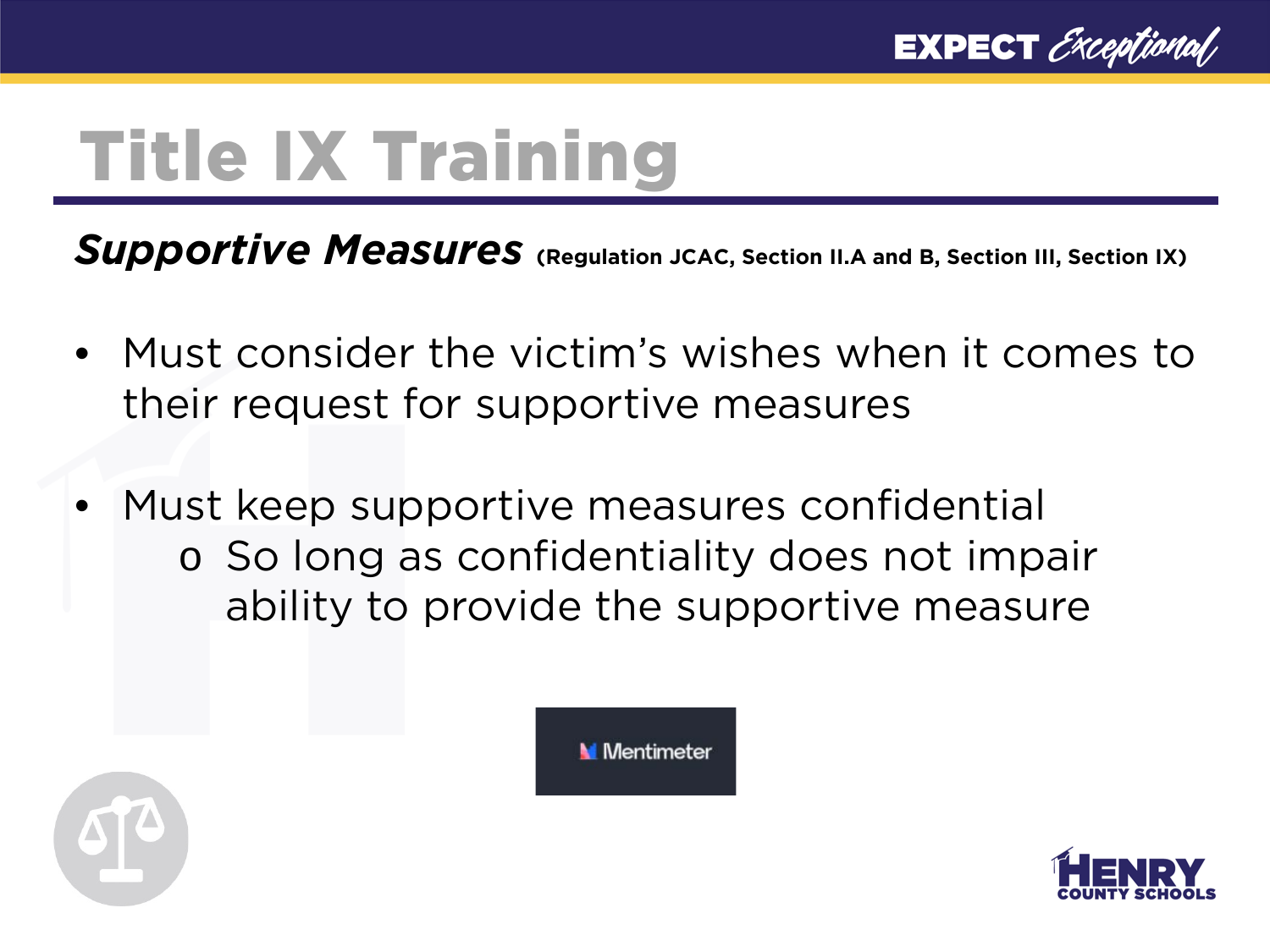# Title IX Training

***Supportive Measures*** **(Regulation JCAC, Section II.A and B, Section III, Section IX)**

- Must consider the victim's wishes when it comes to their request for supportive measures

- Must keep supportive measures confidential
  - So long as confidentiality does not impair ability to provide the supportive measure

Mentimeter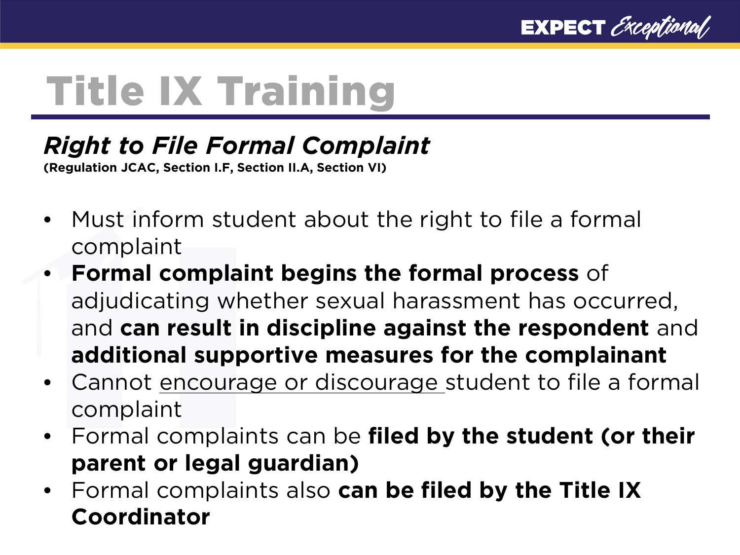# Title IX Training

## *Right to File Formal Complaint*

**(Regulation JCAC, Section I.F, Section II.A, Section VI)**

- Must inform student about the right to file a formal complaint
- **Formal complaint begins the formal process** of adjudicating whether sexual harassment has occurred, and **can result in discipline against the respondent** and **additional supportive measures for the complainant**
- Cannot <u>encourage or discourage</u> student to file a formal complaint
- Formal complaints can be **filed by the student (or their parent or legal guardian)**
- Formal complaints also **can be filed by the Title IX Coordinator**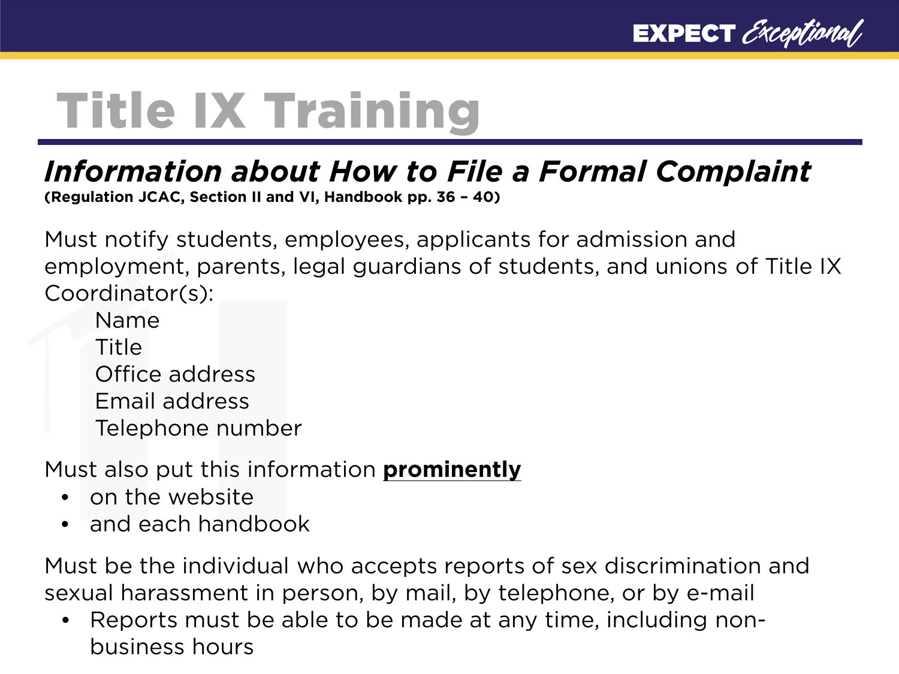# Title IX Training

## *Information about How to File a Formal Complaint*

**(Regulation JCAC, Section II and VI, Handbook pp. 36 – 40)**

Must notify students, employees, applicants for admission and employment, parents, legal guardians of students, and unions of Title IX Coordinator(s):

- Name
- Title
- Office address
- Email address
- Telephone number

Must also put this information **prominently**

- on the website
- and each handbook

Must be the individual who accepts reports of sex discrimination and sexual harassment in person, by mail, by telephone, or by e-mail

- Reports must be able to be made at any time, including non-business hours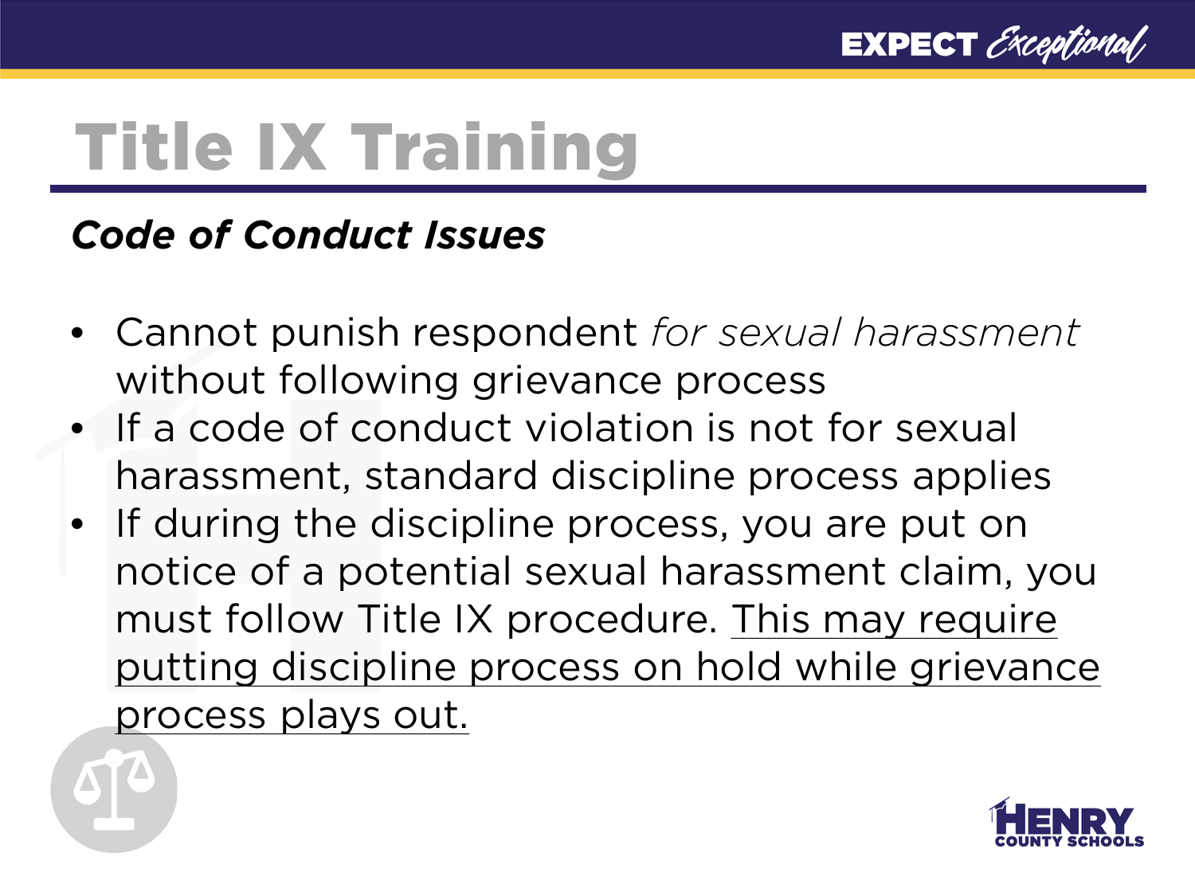# Title IX Training

***Code of Conduct Issues***

- Cannot punish respondent *for sexual harassment* without following grievance process
- If a code of conduct violation is not for sexual harassment, standard discipline process applies
- If during the discipline process, you are put on notice of a potential sexual harassment claim, you must follow Title IX procedure. <u>This may require putting discipline process on hold while grievance process plays out.</u>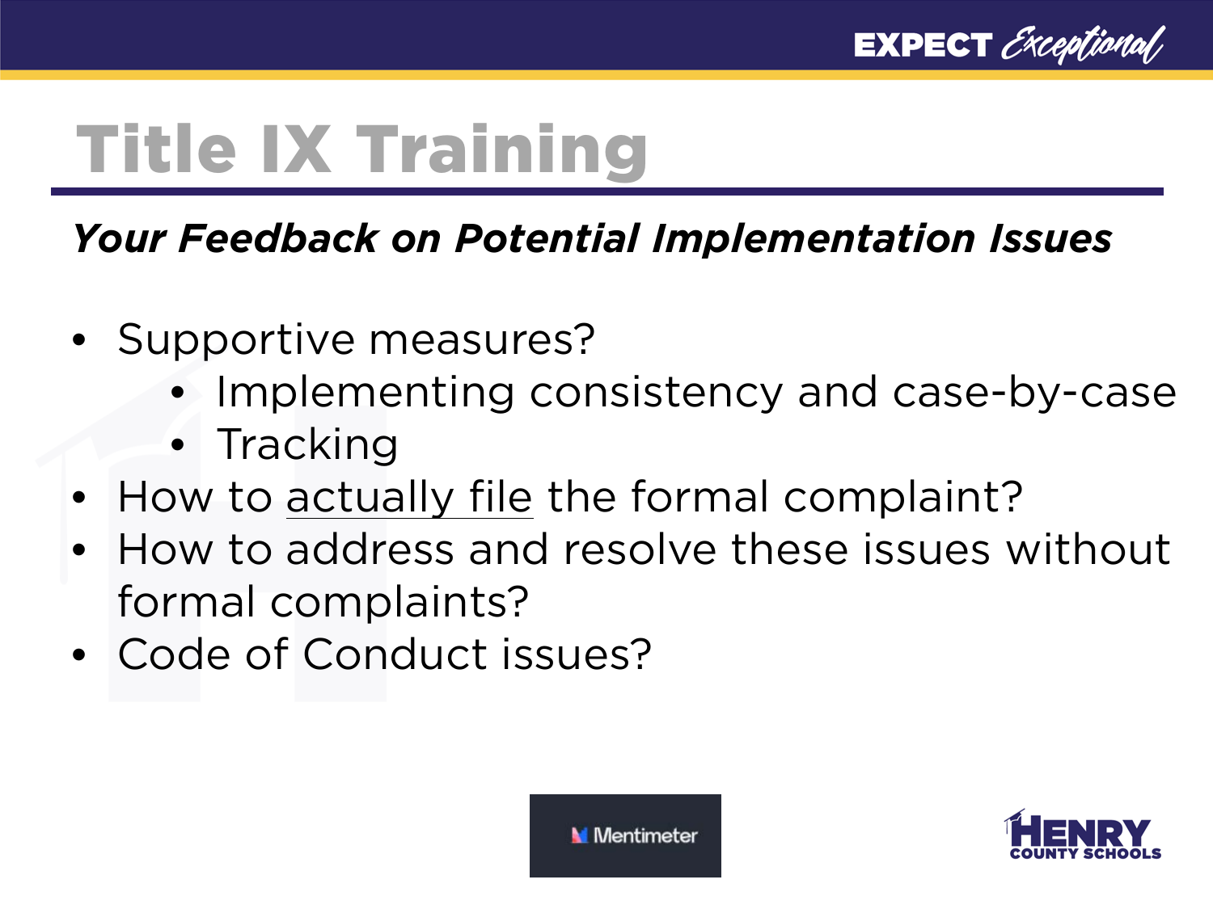# Title IX Training

***Your Feedback on Potential Implementation Issues***

- Supportive measures?
  - Implementing consistency and case-by-case
  - Tracking
- How to actually file the formal complaint?
- How to address and resolve these issues without formal complaints?
- Code of Conduct issues?

Mentimeter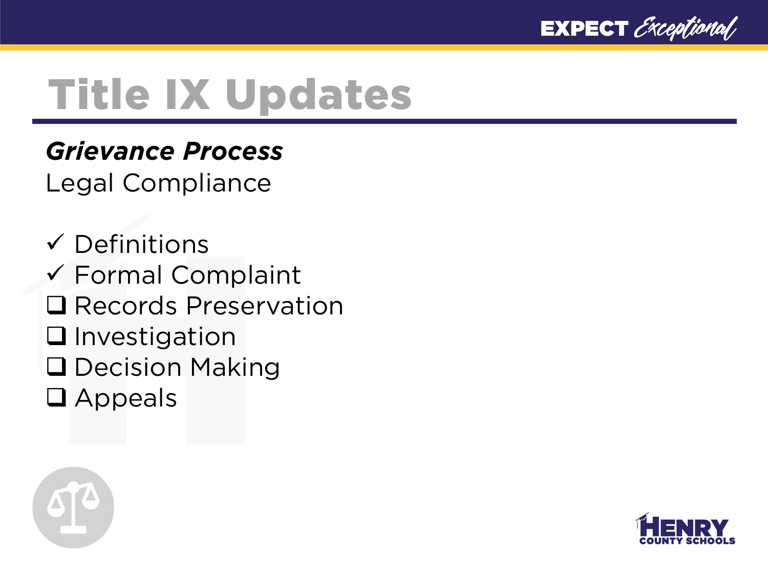# Title IX Updates

***Grievance Process***

Legal Compliance

- ✓ Definitions
- ✓ Formal Complaint
- ❑ Records Preservation
- ❑ Investigation
- ❑ Decision Making
- ❑ Appeals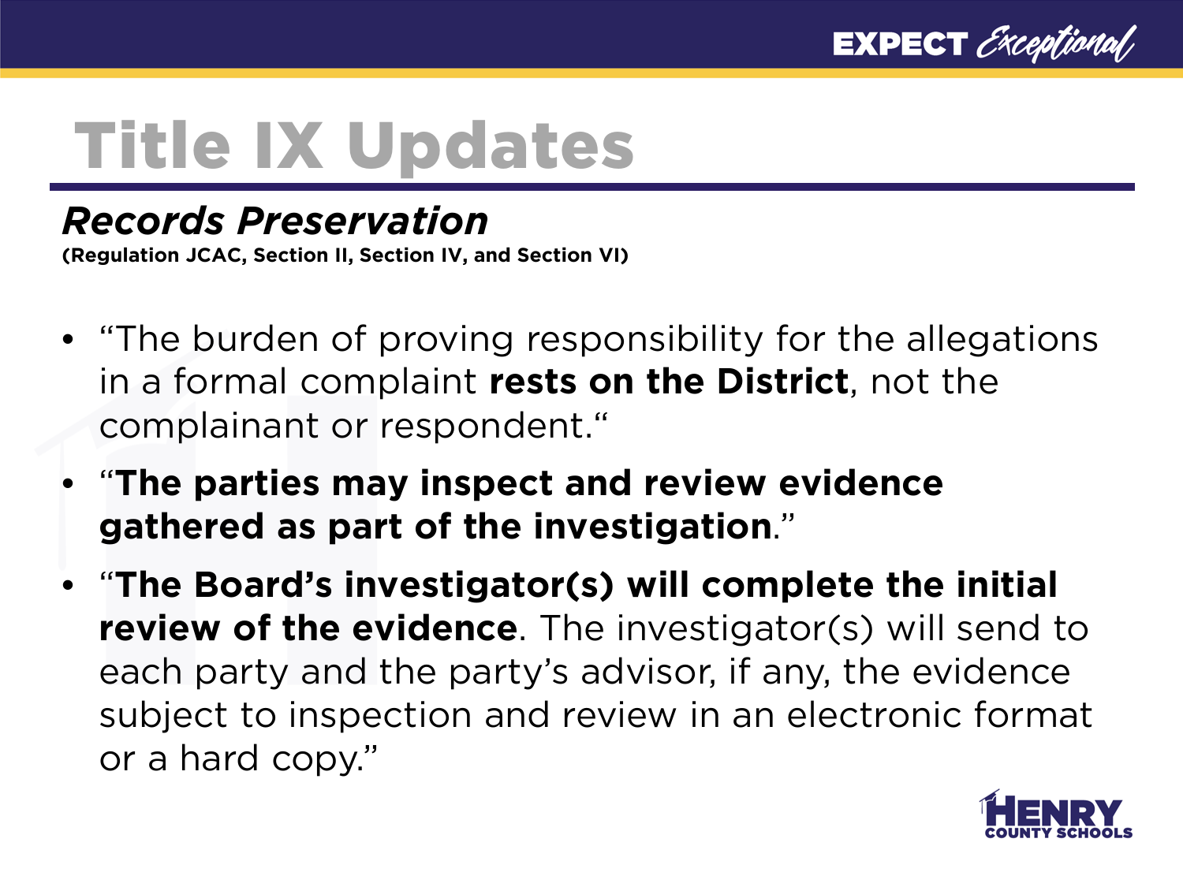# Title IX Updates

## *Records Preservation*

**(Regulation JCAC, Section II, Section IV, and Section VI)**

- "The burden of proving responsibility for the allegations in a formal complaint **rests on the District**, not the complainant or respondent."
- "**The parties may inspect and review evidence gathered as part of the investigation**."
- "**The Board's investigator(s) will complete the initial review of the evidence**. The investigator(s) will send to each party and the party's advisor, if any, the evidence subject to inspection and review in an electronic format or a hard copy."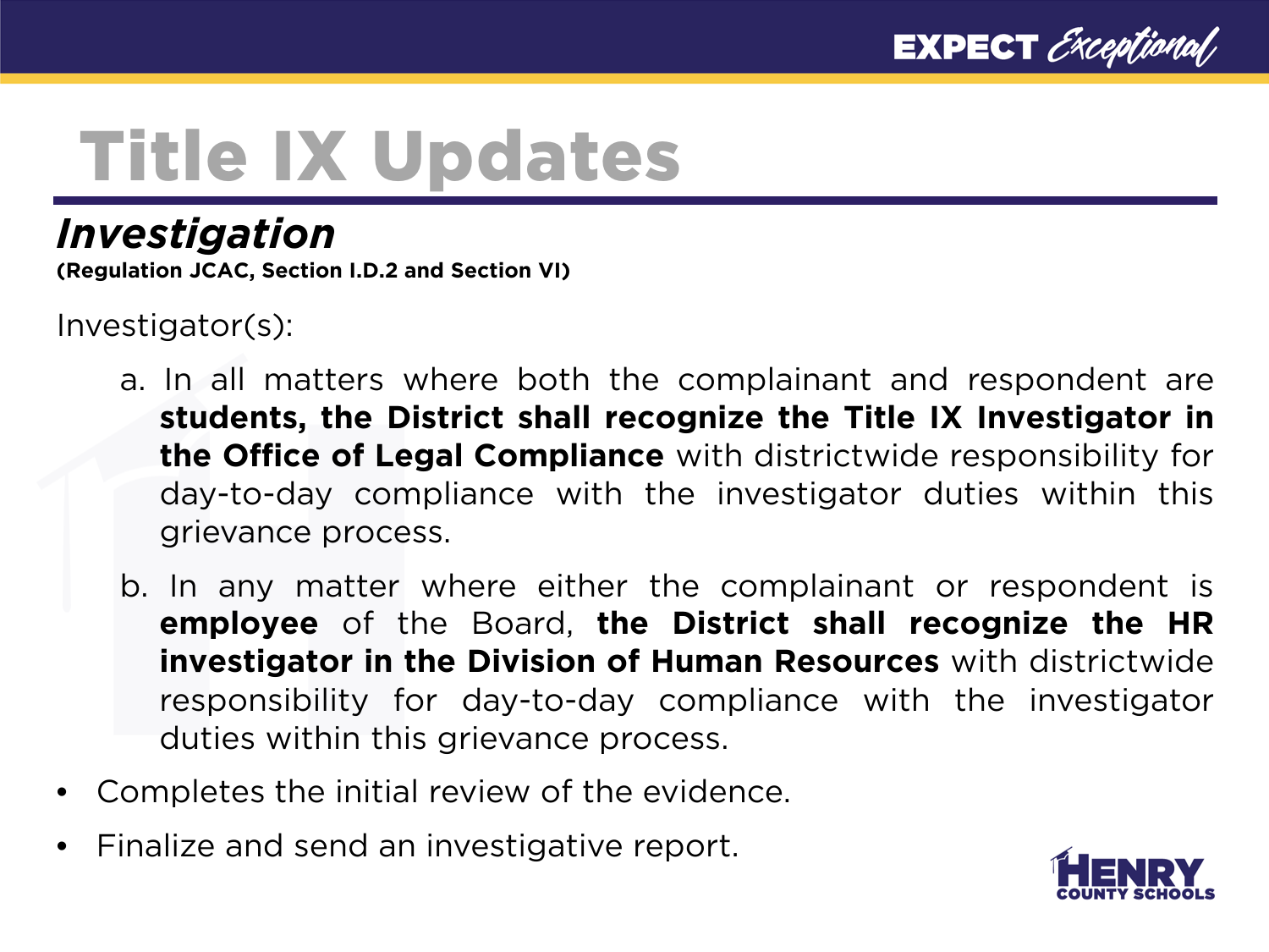# Title IX Updates

## *Investigation*

**(Regulation JCAC, Section I.D.2 and Section VI)**

Investigator(s):

a. In all matters where both the complainant and respondent are **students, the District shall recognize the Title IX Investigator in the Office of Legal Compliance** with districtwide responsibility for day-to-day compliance with the investigator duties within this grievance process.

b. In any matter where either the complainant or respondent is **employee** of the Board, **the District shall recognize the HR investigator in the Division of Human Resources** with districtwide responsibility for day-to-day compliance with the investigator duties within this grievance process.

- Completes the initial review of the evidence.
- Finalize and send an investigative report.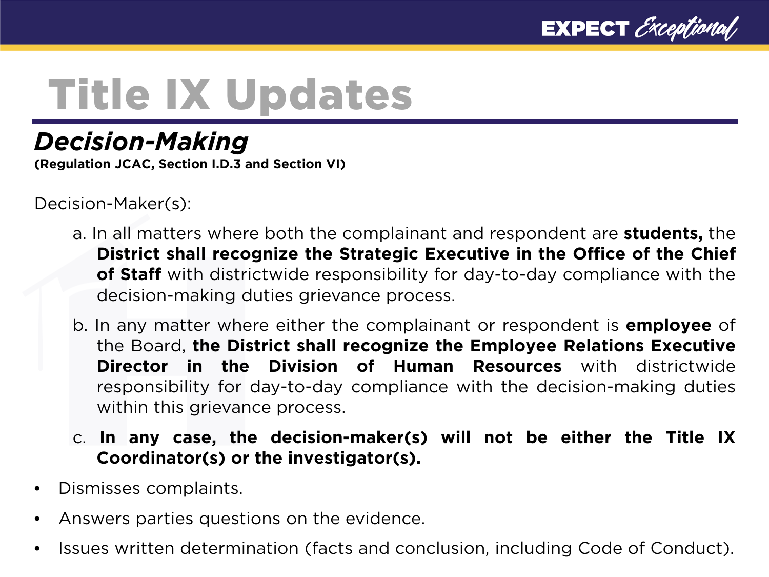# Title IX Updates

## *Decision-Making*

**(Regulation JCAC, Section I.D.3 and Section VI)**

Decision-Maker(s):

a. In all matters where both the complainant and respondent are **students,** the **District shall recognize the Strategic Executive in the Office of the Chief of Staff** with districtwide responsibility for day-to-day compliance with the decision-making duties grievance process.

b. In any matter where either the complainant or respondent is **employee** of the Board, **the District shall recognize the Employee Relations Executive Director in the Division of Human Resources** with districtwide responsibility for day-to-day compliance with the decision-making duties within this grievance process.

c. **In any case, the decision-maker(s) will not be either the Title IX Coordinator(s) or the investigator(s).**

- Dismisses complaints.
- Answers parties questions on the evidence.
- Issues written determination (facts and conclusion, including Code of Conduct).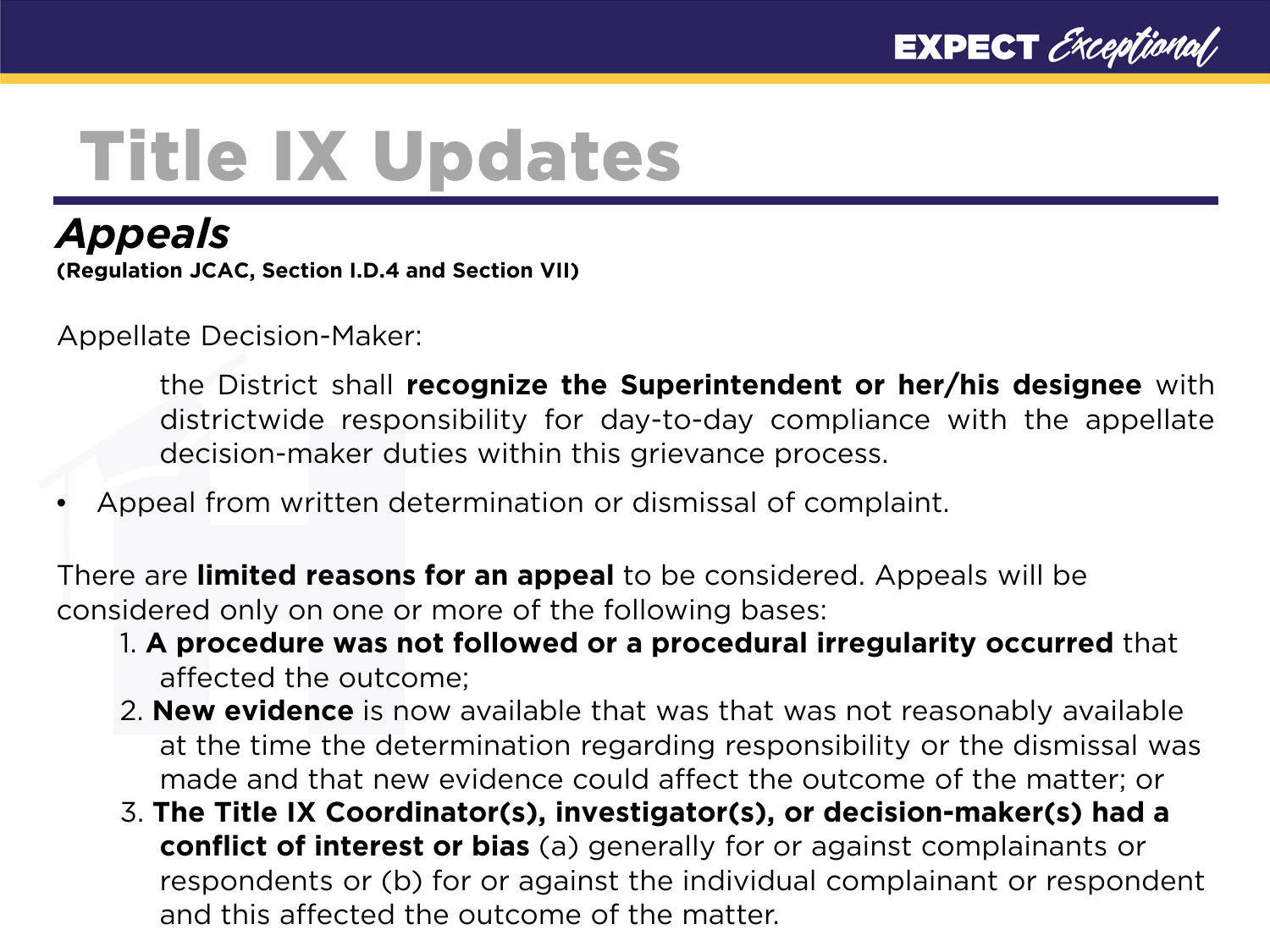# Title IX Updates

## *Appeals*

**(Regulation JCAC, Section I.D.4 and Section VII)**

Appellate Decision-Maker:

> the District shall **recognize the Superintendent or her/his designee** with districtwide responsibility for day-to-day compliance with the appellate decision-maker duties within this grievance process.

- Appeal from written determination or dismissal of complaint.

There are **limited reasons for an appeal** to be considered. Appeals will be considered only on one or more of the following bases:

1. **A procedure was not followed or a procedural irregularity occurred** that affected the outcome;
2. **New evidence** is now available that was that was not reasonably available at the time the determination regarding responsibility or the dismissal was made and that new evidence could affect the outcome of the matter; or
3. **The Title IX Coordinator(s), investigator(s), or decision-maker(s) had a conflict of interest or bias** (a) generally for or against complainants or respondents or (b) for or against the individual complainant or respondent and this affected the outcome of the matter.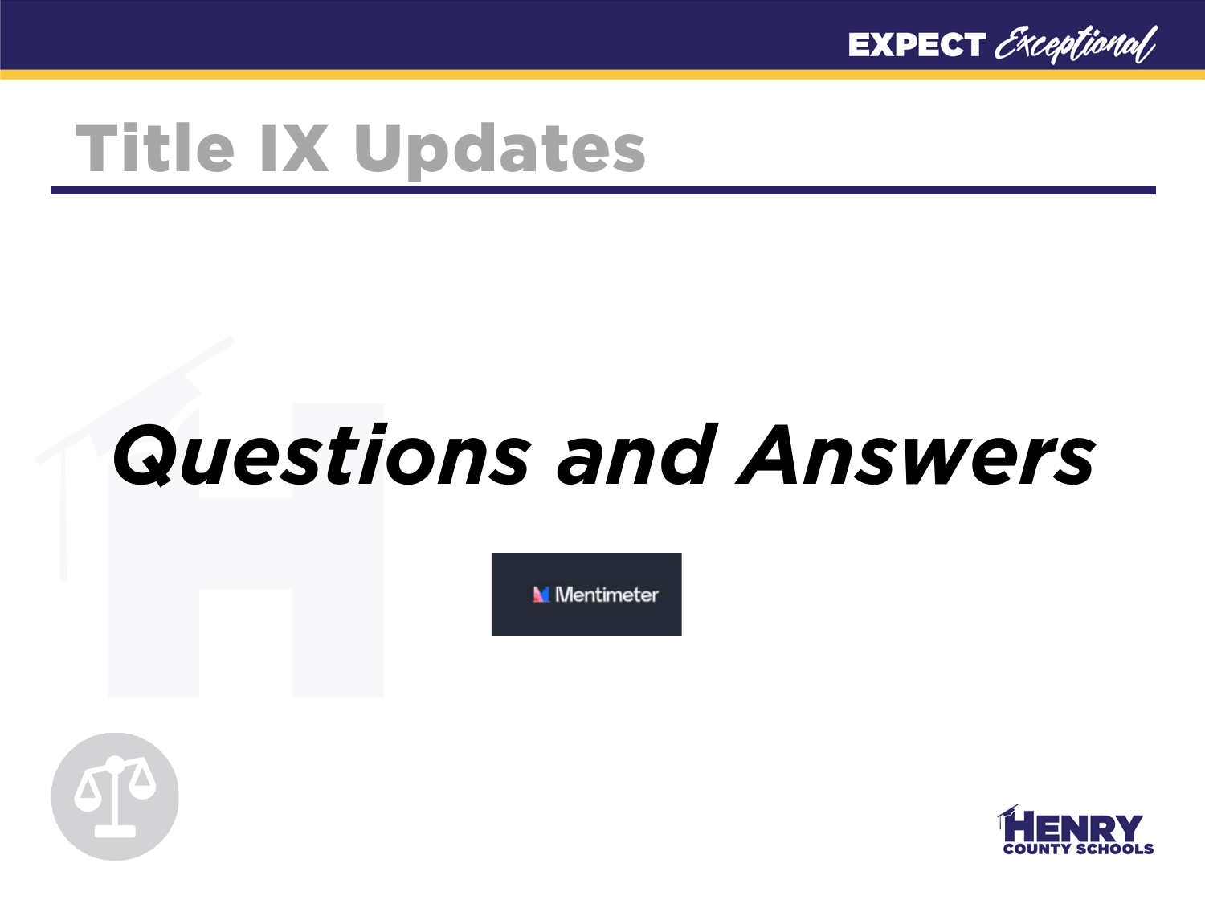# Title IX Updates

## *Questions and Answers*

Mentimeter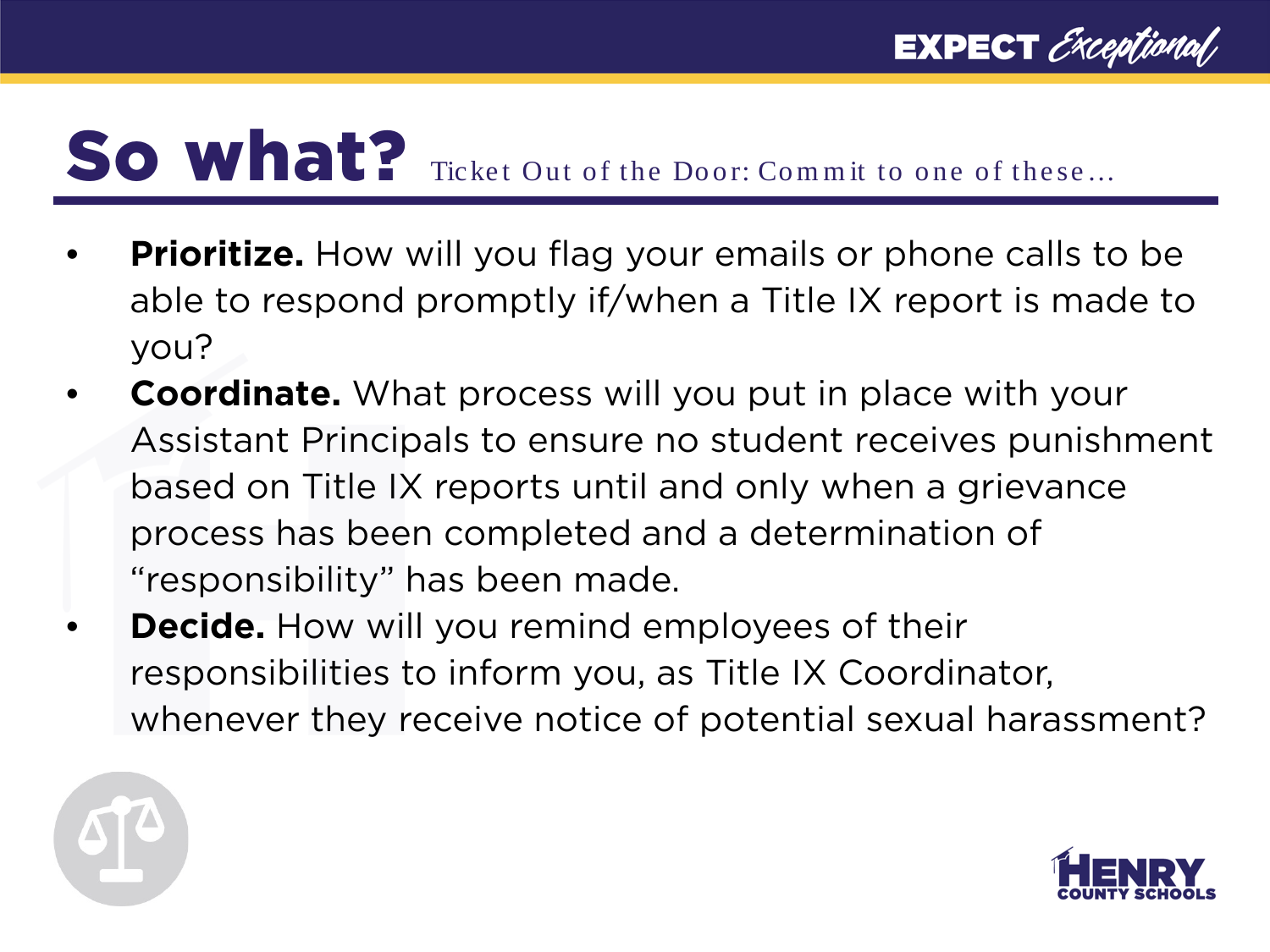# So what? Ticket Out of the Door: Commit to one of these…

- **Prioritize.** How will you flag your emails or phone calls to be able to respond promptly if/when a Title IX report is made to you?
- **Coordinate.** What process will you put in place with your Assistant Principals to ensure no student receives punishment based on Title IX reports until and only when a grievance process has been completed and a determination of "responsibility" has been made.
- **Decide.** How will you remind employees of their responsibilities to inform you, as Title IX Coordinator, whenever they receive notice of potential sexual harassment?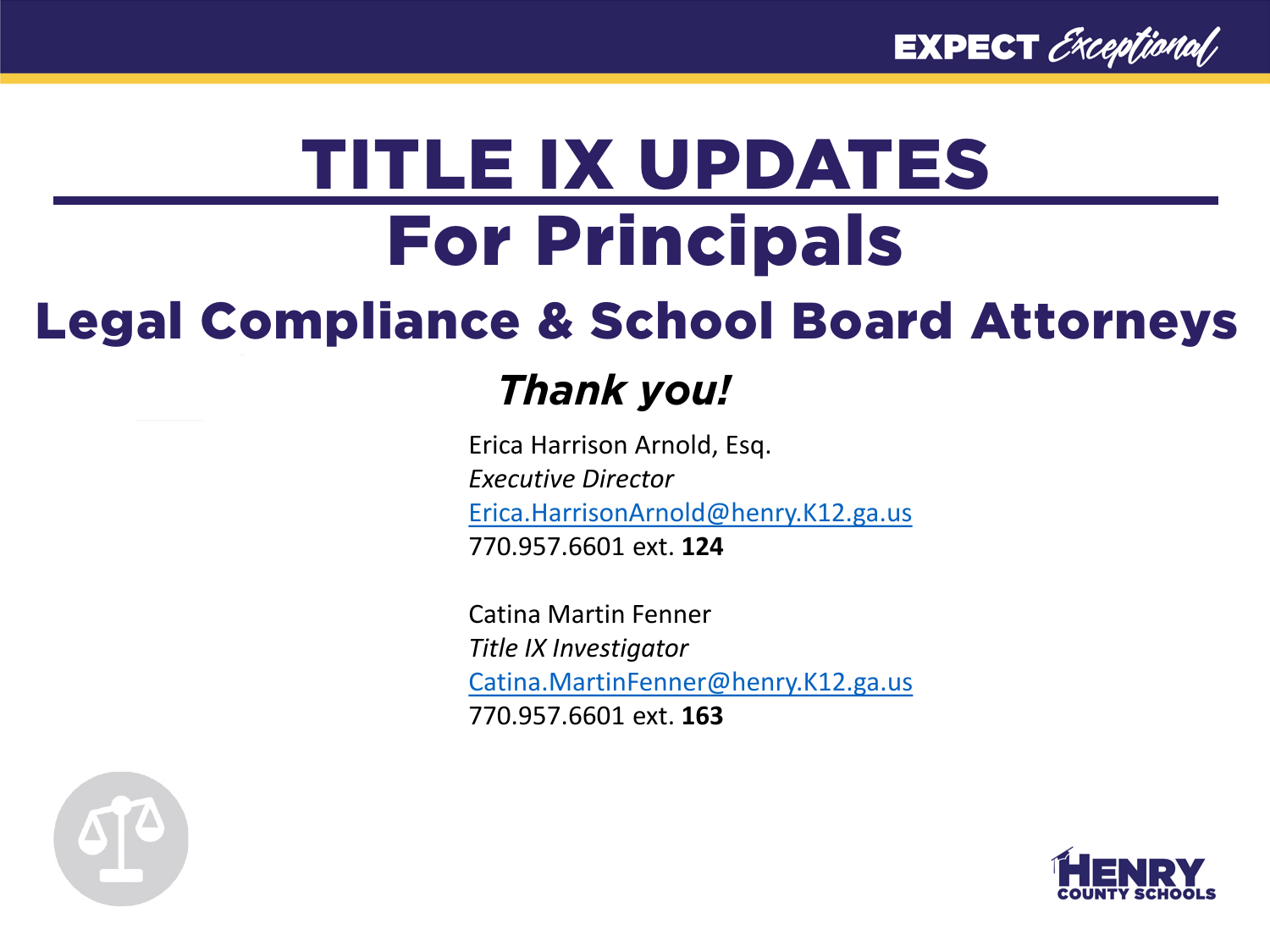# TITLE IX UPDATES

# For Principals

## Legal Compliance & School Board Attorneys

### *Thank you!*

Erica Harrison Arnold, Esq.
*Executive Director*
Erica.HarrisonArnold@henry.K12.ga.us
770.957.6601 ext. **124**

Catina Martin Fenner
*Title IX Investigator*
Catina.MartinFenner@henry.K12.ga.us
770.957.6601 ext. **163**